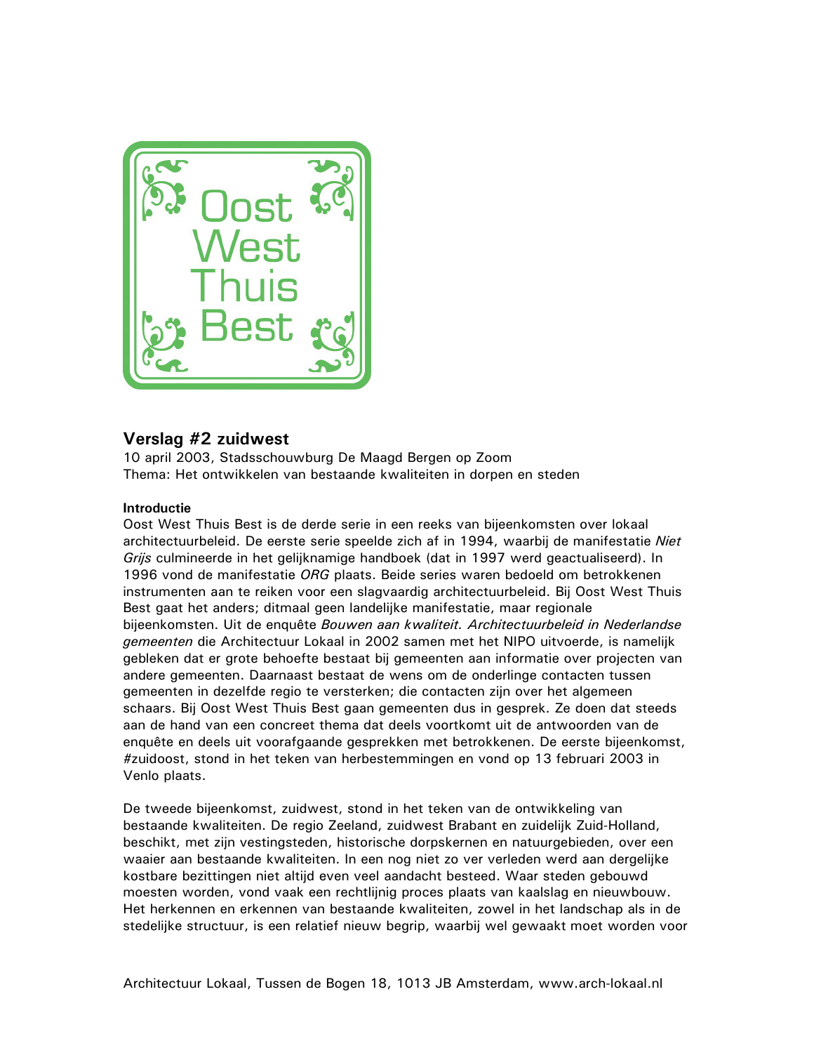Oost West Thuis Best

## Verslag #2 zuidwest

10 april 2003, Stadsschouwburg De Maagd Bergen op Zoom
Thema: Het ontwikkelen van bestaande kwaliteiten in dorpen en steden

**Introductie**

Oost West Thuis Best is de derde serie in een reeks van bijeenkomsten over lokaal architectuurbeleid. De eerste serie speelde zich af in 1994, waarbij de manifestatie *Niet Grijs* culmineerde in het gelijknamige handboek (dat in 1997 werd geactualiseerd). In 1996 vond de manifestatie *ORG* plaats. Beide series waren bedoeld om betrokkenen instrumenten aan te reiken voor een slagvaardig architectuurbeleid. Bij Oost West Thuis Best gaat het anders; ditmaal geen landelijke manifestatie, maar regionale bijeenkomsten. Uit de enquête *Bouwen aan kwaliteit. Architectuurbeleid in Nederlandse gemeenten* die Architectuur Lokaal in 2002 samen met het NIPO uitvoerde, is namelijk gebleken dat er grote behoefte bestaat bij gemeenten aan informatie over projecten van andere gemeenten. Daarnaast bestaat de wens om de onderlinge contacten tussen gemeenten in dezelfde regio te versterken; die contacten zijn over het algemeen schaars. Bij Oost West Thuis Best gaan gemeenten dus in gesprek. Ze doen dat steeds aan de hand van een concreet thema dat deels voortkomt uit de antwoorden van de enquête en deels uit voorafgaande gesprekken met betrokkenen. De eerste bijeenkomst, #zuidoost, stond in het teken van herbestemmingen en vond op 13 februari 2003 in Venlo plaats.

De tweede bijeenkomst, zuidwest, stond in het teken van de ontwikkeling van bestaande kwaliteiten. De regio Zeeland, zuidwest Brabant en zuidelijk Zuid-Holland, beschikt, met zijn vestingsteden, historische dorpskernen en natuurgebieden, over een waaier aan bestaande kwaliteiten. In een nog niet zo ver verleden werd aan dergelijke kostbare bezittingen niet altijd even veel aandacht besteed. Waar steden gebouwd moesten worden, vond vaak een rechtlijnig proces plaats van kaalslag en nieuwbouw. Het herkennen en erkennen van bestaande kwaliteiten, zowel in het landschap als in de stedelijke structuur, is een relatief nieuw begrip, waarbij wel gewaakt moet worden voor

Architectuur Lokaal, Tussen de Bogen 18, 1013 JB Amsterdam, www.arch-lokaal.nl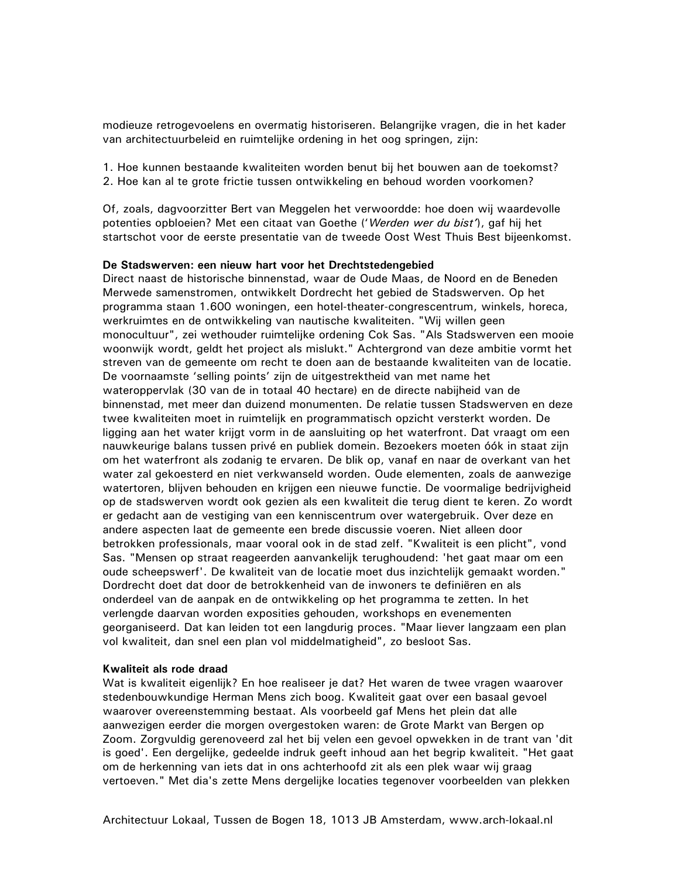modieuze retrogevoelens en overmatig historiseren. Belangrijke vragen, die in het kader van architectuurbeleid en ruimtelijke ordening in het oog springen, zijn:

1. Hoe kunnen bestaande kwaliteiten worden benut bij het bouwen aan de toekomst?
2. Hoe kan al te grote frictie tussen ontwikkeling en behoud worden voorkomen?

Of, zoals, dagvoorzitter Bert van Meggelen het verwoordde: hoe doen wij waardevolle potenties opbloeien? Met een citaat van Goethe ('*Werden wer du bist*'), gaf hij het startschot voor de eerste presentatie van de tweede Oost West Thuis Best bijeenkomst.

**De Stadswerven: een nieuw hart voor het Drechtstedengebied**

Direct naast de historische binnenstad, waar de Oude Maas, de Noord en de Beneden Merwede samenstromen, ontwikkelt Dordrecht het gebied de Stadswerven. Op het programma staan 1.600 woningen, een hotel-theater-congrescentrum, winkels, horeca, werkruimtes en de ontwikkeling van nautische kwaliteiten. "Wij willen geen monocultuur", zei wethouder ruimtelijke ordening Cok Sas. "Als Stadswerven een mooie woonwijk wordt, geldt het project als mislukt." Achtergrond van deze ambitie vormt het streven van de gemeente om recht te doen aan de bestaande kwaliteiten van de locatie. De voornaamste 'selling points' zijn de uitgestrektheid van met name het wateroppervlak (30 van de in totaal 40 hectare) en de directe nabijheid van de binnenstad, met meer dan duizend monumenten. De relatie tussen Stadswerven en deze twee kwaliteiten moet in ruimtelijk en programmatisch opzicht versterkt worden. De ligging aan het water krijgt vorm in de aansluiting op het waterfront. Dat vraagt om een nauwkeurige balans tussen privé en publiek domein. Bezoekers moeten óók in staat zijn om het waterfront als zodanig te ervaren. De blik op, vanaf en naar de overkant van het water zal gekoesterd en niet verkwanseld worden. Oude elementen, zoals de aanwezige watertoren, blijven behouden en krijgen een nieuwe functie. De voormalige bedrijvigheid op de stadswerven wordt ook gezien als een kwaliteit die terug dient te keren. Zo wordt er gedacht aan de vestiging van een kenniscentrum over watergebruik. Over deze en andere aspecten laat de gemeente een brede discussie voeren. Niet alleen door betrokken professionals, maar vooral ook in de stad zelf. "Kwaliteit is een plicht", vond Sas. "Mensen op straat reageerden aanvankelijk terughoudend: 'het gaat maar om een oude scheepswerf'. De kwaliteit van de locatie moet dus inzichtelijk gemaakt worden." Dordrecht doet dat door de betrokkenheid van de inwoners te definiëren en als onderdeel van de aanpak en de ontwikkeling op het programma te zetten. In het verlengde daarvan worden exposities gehouden, workshops en evenementen georganiseerd. Dat kan leiden tot een langdurig proces. "Maar liever langzaam een plan vol kwaliteit, dan snel een plan vol middelmatigheid", zo besloot Sas.

**Kwaliteit als rode draad**

Wat is kwaliteit eigenlijk? En hoe realiseer je dat? Het waren de twee vragen waarover stedenbouwkundige Herman Mens zich boog. Kwaliteit gaat over een basaal gevoel waarover overeenstemming bestaat. Als voorbeeld gaf Mens het plein dat alle aanwezigen eerder die morgen overgestoken waren: de Grote Markt van Bergen op Zoom. Zorgvuldig gerenoveerd zal het bij velen een gevoel opwekken in de trant van 'dit is goed'. Een dergelijke, gedeelde indruk geeft inhoud aan het begrip kwaliteit. "Het gaat om de herkenning van iets dat in ons achterhoofd zit als een plek waar wij graag vertoeven." Met dia's zette Mens dergelijke locaties tegenover voorbeelden van plekken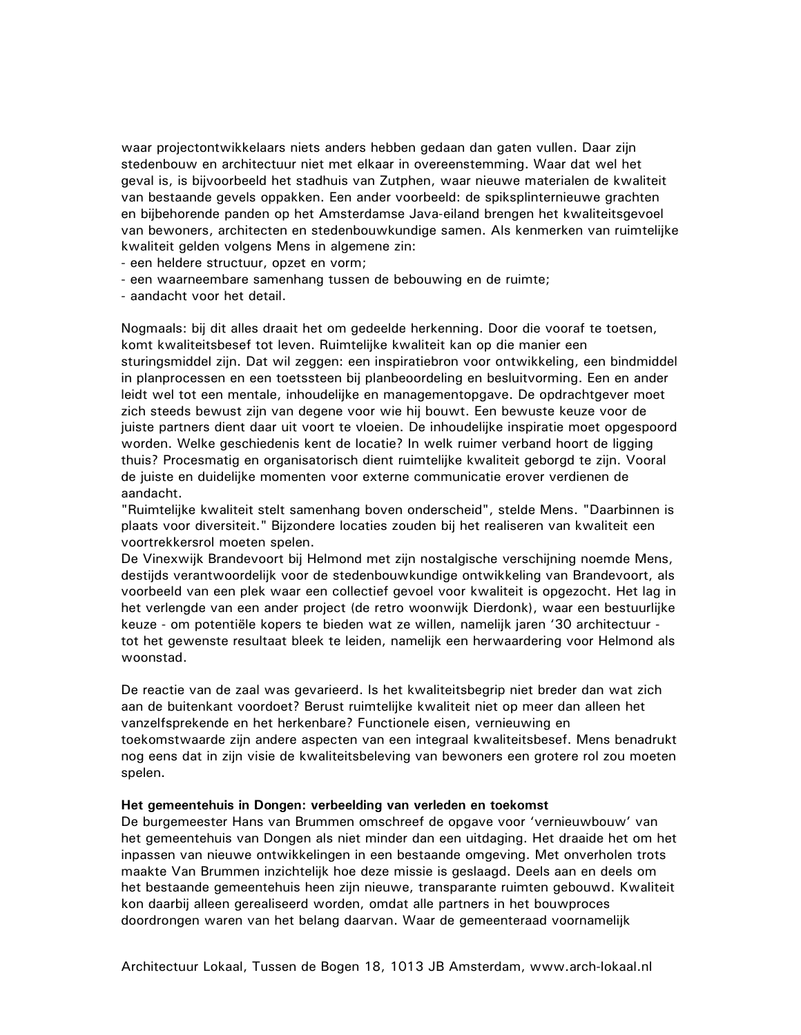waar projectontwikkelaars niets anders hebben gedaan dan gaten vullen. Daar zijn stedenbouw en architectuur niet met elkaar in overeenstemming. Waar dat wel het geval is, is bijvoorbeeld het stadhuis van Zutphen, waar nieuwe materialen de kwaliteit van bestaande gevels oppakken. Een ander voorbeeld: de spiksplinternieuwe grachten en bijbehorende panden op het Amsterdamse Java-eiland brengen het kwaliteitsgevoel van bewoners, architecten en stedenbouwkundige samen. Als kenmerken van ruimtelijke kwaliteit gelden volgens Mens in algemene zin:

- een heldere structuur, opzet en vorm;
- een waarneembare samenhang tussen de bebouwing en de ruimte;
- aandacht voor het detail.

Nogmaals: bij dit alles draait het om gedeelde herkenning. Door die vooraf te toetsen, komt kwaliteitsbesef tot leven. Ruimtelijke kwaliteit kan op die manier een sturingsmiddel zijn. Dat wil zeggen: een inspiratiebron voor ontwikkeling, een bindmiddel in planprocessen en een toetssteen bij planbeoordeling en besluitvorming. Een en ander leidt wel tot een mentale, inhoudelijke en managementopgave. De opdrachtgever moet zich steeds bewust zijn van degene voor wie hij bouwt. Een bewuste keuze voor de juiste partners dient daar uit voort te vloeien. De inhoudelijke inspiratie moet opgespoord worden. Welke geschiedenis kent de locatie? In welk ruimer verband hoort de ligging thuis? Procesmatig en organisatorisch dient ruimtelijke kwaliteit geborgd te zijn. Vooral de juiste en duidelijke momenten voor externe communicatie erover verdienen de aandacht.

"Ruimtelijke kwaliteit stelt samenhang boven onderscheid", stelde Mens. "Daarbinnen is plaats voor diversiteit." Bijzondere locaties zouden bij het realiseren van kwaliteit een voortrekkersrol moeten spelen.

De Vinexwijk Brandevoort bij Helmond met zijn nostalgische verschijning noemde Mens, destijds verantwoordelijk voor de stedenbouwkundige ontwikkeling van Brandevoort, als voorbeeld van een plek waar een collectief gevoel voor kwaliteit is opgezocht. Het lag in het verlengde van een ander project (de retro woonwijk Dierdonk), waar een bestuurlijke keuze - om potentiële kopers te bieden wat ze willen, namelijk jaren '30 architectuur - tot het gewenste resultaat bleek te leiden, namelijk een herwaardering voor Helmond als woonstad.

De reactie van de zaal was gevarieerd. Is het kwaliteitsbegrip niet breder dan wat zich aan de buitenkant voordoet? Berust ruimtelijke kwaliteit niet op meer dan alleen het vanzelfsprekende en het herkenbare? Functionele eisen, vernieuwing en toekomstwaarde zijn andere aspecten van een integraal kwaliteitsbesef. Mens benadrukt nog eens dat in zijn visie de kwaliteitsbeleving van bewoners een grotere rol zou moeten spelen.

**Het gemeentehuis in Dongen: verbeelding van verleden en toekomst**

De burgemeester Hans van Brummen omschreef de opgave voor 'vernieuwbouw' van het gemeentehuis van Dongen als niet minder dan een uitdaging. Het draaide het om het inpassen van nieuwe ontwikkelingen in een bestaande omgeving. Met onverholen trots maakte Van Brummen inzichtelijk hoe deze missie is geslaagd. Deels aan en deels om het bestaande gemeentehuis heen zijn nieuwe, transparante ruimten gebouwd. Kwaliteit kon daarbij alleen gerealiseerd worden, omdat alle partners in het bouwproces doordrongen waren van het belang daarvan. Waar de gemeenteraad voornamelijk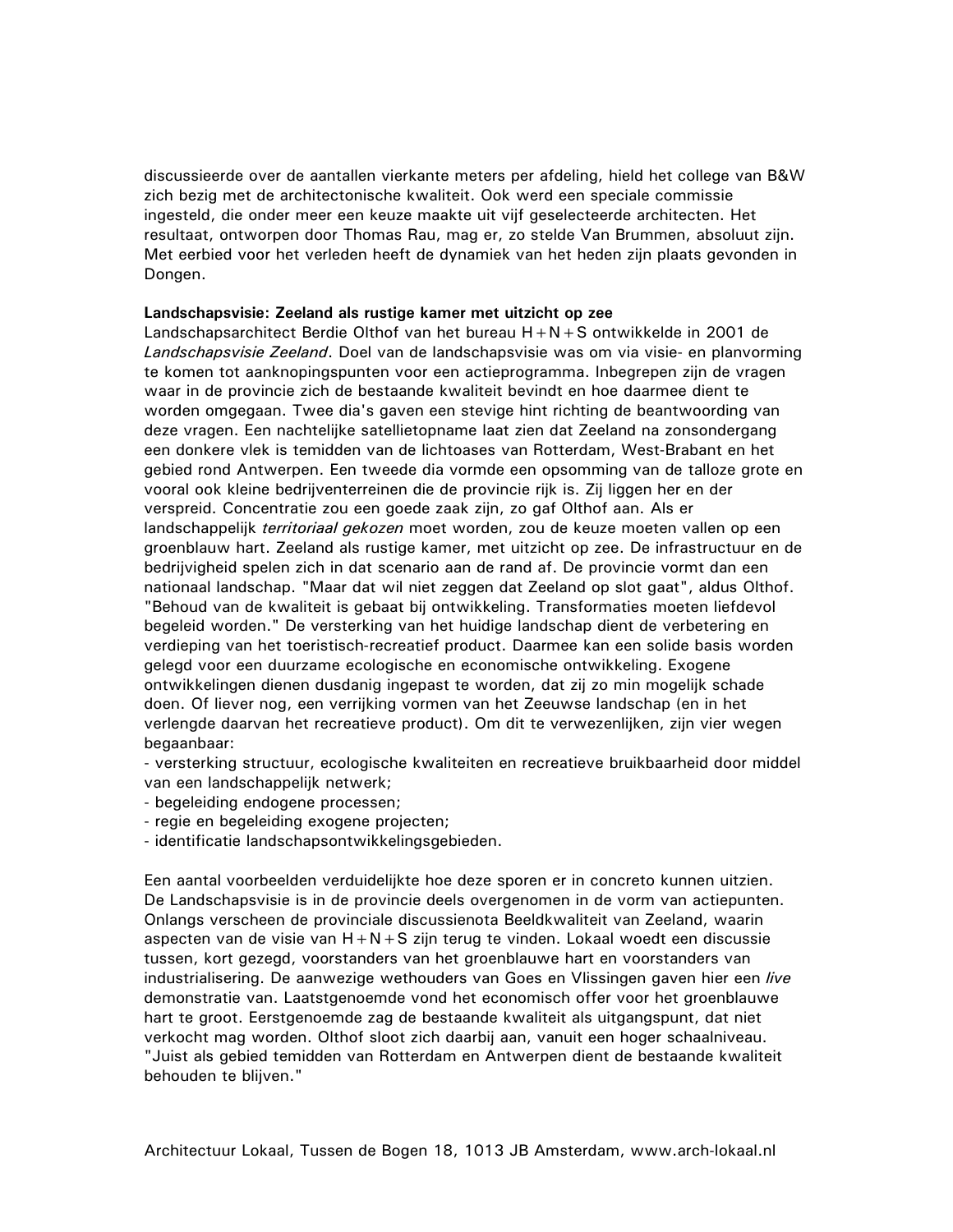discussieerde over de aantallen vierkante meters per afdeling, hield het college van B&W zich bezig met de architectonische kwaliteit. Ook werd een speciale commissie ingesteld, die onder meer een keuze maakte uit vijf geselecteerde architecten. Het resultaat, ontworpen door Thomas Rau, mag er, zo stelde Van Brummen, absoluut zijn. Met eerbied voor het verleden heeft de dynamiek van het heden zijn plaats gevonden in Dongen.

**Landschapsvisie: Zeeland als rustige kamer met uitzicht op zee**

Landschapsarchitect Berdie Olthof van het bureau H+N+S ontwikkelde in 2001 de *Landschapsvisie Zeeland*. Doel van de landschapsvisie was om via visie- en planvorming te komen tot aanknopingspunten voor een actieprogramma. Inbegrepen zijn de vragen waar in de provincie zich de bestaande kwaliteit bevindt en hoe daarmee dient te worden omgegaan. Twee dia's gaven een stevige hint richting de beantwoording van deze vragen. Een nachtelijke satellietopname laat zien dat Zeeland na zonsondergang een donkere vlek is temidden van de lichtoases van Rotterdam, West-Brabant en het gebied rond Antwerpen. Een tweede dia vormde een opsomming van de talloze grote en vooral ook kleine bedrijventerreinen die de provincie rijk is. Zij liggen her en der verspreid. Concentratie zou een goede zaak zijn, zo gaf Olthof aan. Als er landschappelijk *territoriaal gekozen* moet worden, zou de keuze moeten vallen op een groenblauw hart. Zeeland als rustige kamer, met uitzicht op zee. De infrastructuur en de bedrijvigheid spelen zich in dat scenario aan de rand af. De provincie vormt dan een nationaal landschap. "Maar dat wil niet zeggen dat Zeeland op slot gaat", aldus Olthof. "Behoud van de kwaliteit is gebaat bij ontwikkeling. Transformaties moeten liefdevol begeleid worden." De versterking van het huidige landschap dient de verbetering en verdieping van het toeristisch-recreatief product. Daarmee kan een solide basis worden gelegd voor een duurzame ecologische en economische ontwikkeling. Exogene ontwikkelingen dienen dusdanig ingepast te worden, dat zij zo min mogelijk schade doen. Of liever nog, een verrijking vormen van het Zeeuwse landschap (en in het verlengde daarvan het recreatieve product). Om dit te verwezenlijken, zijn vier wegen begaanbaar:

- versterking structuur, ecologische kwaliteiten en recreatieve bruikbaarheid door middel van een landschappelijk netwerk;
- begeleiding endogene processen;
- regie en begeleiding exogene projecten;
- identificatie landschapsontwikkelingsgebieden.

Een aantal voorbeelden verduidelijkte hoe deze sporen er in concreto kunnen uitzien. De Landschapsvisie is in de provincie deels overgenomen in de vorm van actiepunten. Onlangs verscheen de provinciale discussienota Beeldkwaliteit van Zeeland, waarin aspecten van de visie van H+N+S zijn terug te vinden. Lokaal woedt een discussie tussen, kort gezegd, voorstanders van het groenblauwe hart en voorstanders van industrialisering. De aanwezige wethouders van Goes en Vlissingen gaven hier een *live* demonstratie van. Laatstgenoemde vond het economisch offer voor het groenblauwe hart te groot. Eerstgenoemde zag de bestaande kwaliteit als uitgangspunt, dat niet verkocht mag worden. Olthof sloot zich daarbij aan, vanuit een hoger schaalniveau. "Juist als gebied temidden van Rotterdam en Antwerpen dient de bestaande kwaliteit behouden te blijven."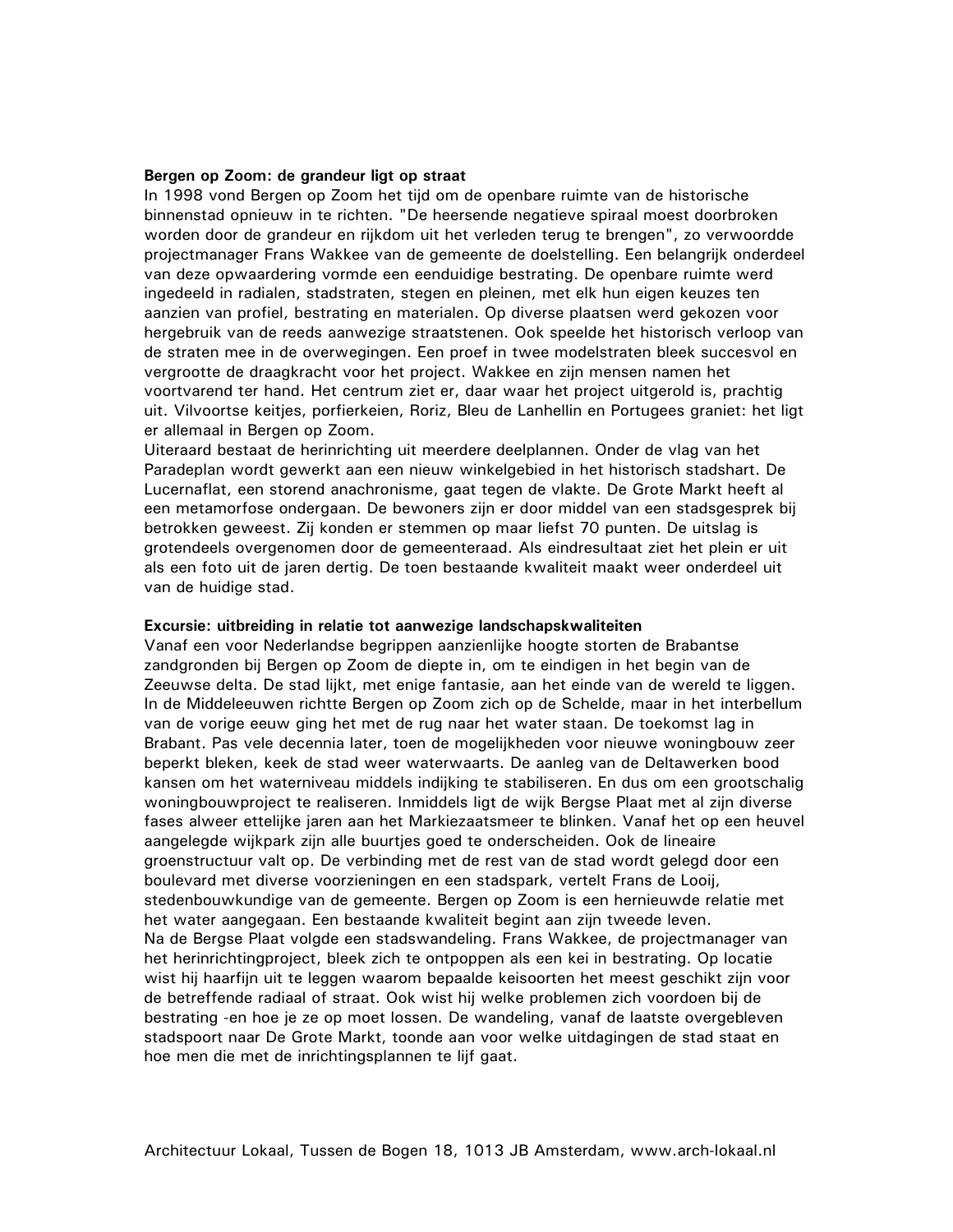**Bergen op Zoom: de grandeur ligt op straat**

In 1998 vond Bergen op Zoom het tijd om de openbare ruimte van de historische binnenstad opnieuw in te richten. "De heersende negatieve spiraal moest doorbroken worden door de grandeur en rijkdom uit het verleden terug te brengen", zo verwoordde projectmanager Frans Wakkee van de gemeente de doelstelling. Een belangrijk onderdeel van deze opwaardering vormde een eenduidige bestrating. De openbare ruimte werd ingedeeld in radialen, stadstraten, stegen en pleinen, met elk hun eigen keuzes ten aanzien van profiel, bestrating en materialen. Op diverse plaatsen werd gekozen voor hergebruik van de reeds aanwezige straatstenen. Ook speelde het historisch verloop van de straten mee in de overwegingen. Een proef in twee modelstraten bleek succesvol en vergrootte de draagkracht voor het project. Wakkee en zijn mensen namen het voortvarend ter hand. Het centrum ziet er, daar waar het project uitgerold is, prachtig uit. Vilvoortse keitjes, porfierkeien, Roriz, Bleu de Lanhellin en Portugees graniet: het ligt er allemaal in Bergen op Zoom.

Uiteraard bestaat de herinrichting uit meerdere deelplannen. Onder de vlag van het Paradeplan wordt gewerkt aan een nieuw winkelgebied in het historisch stadshart. De Lucernaflat, een storend anachronisme, gaat tegen de vlakte. De Grote Markt heeft al een metamorfose ondergaan. De bewoners zijn er door middel van een stadsgesprek bij betrokken geweest. Zij konden er stemmen op maar liefst 70 punten. De uitslag is grotendeels overgenomen door de gemeenteraad. Als eindresultaat ziet het plein er uit als een foto uit de jaren dertig. De toen bestaande kwaliteit maakt weer onderdeel uit van de huidige stad.

**Excursie: uitbreiding in relatie tot aanwezige landschapskwaliteiten**

Vanaf een voor Nederlandse begrippen aanzienlijke hoogte storten de Brabantse zandgronden bij Bergen op Zoom de diepte in, om te eindigen in het begin van de Zeeuwse delta. De stad lijkt, met enige fantasie, aan het einde van de wereld te liggen. In de Middeleeuwen richtte Bergen op Zoom zich op de Schelde, maar in het interbellum van de vorige eeuw ging het met de rug naar het water staan. De toekomst lag in Brabant. Pas vele decennia later, toen de mogelijkheden voor nieuwe woningbouw zeer beperkt bleken, keek de stad weer waterwaarts. De aanleg van de Deltawerken bood kansen om het waterniveau middels indijking te stabiliseren. En dus om een grootschalig woningbouwproject te realiseren. Inmiddels ligt de wijk Bergse Plaat met al zijn diverse fases alweer ettelijke jaren aan het Markiezaatsmeer te blinken. Vanaf het op een heuvel aangelegde wijkpark zijn alle buurtjes goed te onderscheiden. Ook de lineaire groenstructuur valt op. De verbinding met de rest van de stad wordt gelegd door een boulevard met diverse voorzieningen en een stadspark, vertelt Frans de Looij, stedenbouwkundige van de gemeente. Bergen op Zoom is een hernieuwde relatie met het water aangegaan. Een bestaande kwaliteit begint aan zijn tweede leven.

Na de Bergse Plaat volgde een stadswandeling. Frans Wakkee, de projectmanager van het herinrichtingproject, bleek zich te ontpoppen als een kei in bestrating. Op locatie wist hij haarfijn uit te leggen waarom bepaalde keisoorten het meest geschikt zijn voor de betreffende radiaal of straat. Ook wist hij welke problemen zich voordoen bij de bestrating -en hoe je ze op moet lossen. De wandeling, vanaf de laatste overgebleven stadspoort naar De Grote Markt, toonde aan voor welke uitdagingen de stad staat en hoe men die met de inrichtingsplannen te lijf gaat.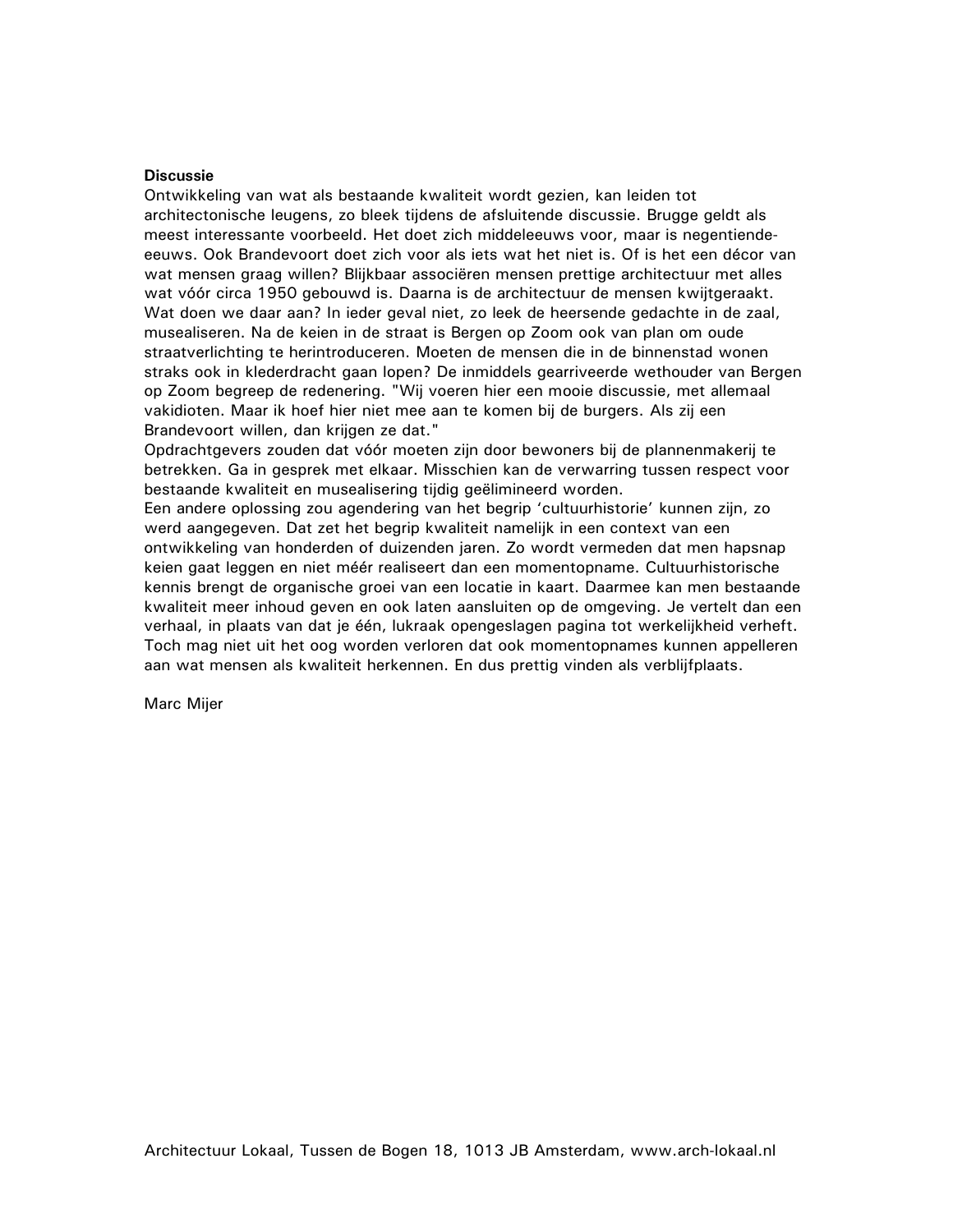**Discussie**

Ontwikkeling van wat als bestaande kwaliteit wordt gezien, kan leiden tot architectonische leugens, zo bleek tijdens de afsluitende discussie. Brugge geldt als meest interessante voorbeeld. Het doet zich middeleeuws voor, maar is negentiende-eeuws. Ook Brandevoort doet zich voor als iets wat het niet is. Of is het een décor van wat mensen graag willen? Blijkbaar associëren mensen prettige architectuur met alles wat vóór circa 1950 gebouwd is. Daarna is de architectuur de mensen kwijtgeraakt. Wat doen we daar aan? In ieder geval niet, zo leek de heersende gedachte in de zaal, musealiseren. Na de keien in de straat is Bergen op Zoom ook van plan om oude straatverlichting te herintroduceren. Moeten de mensen die in de binnenstad wonen straks ook in klederdracht gaan lopen? De inmiddels gearriveerde wethouder van Bergen op Zoom begreep de redenering. "Wij voeren hier een mooie discussie, met allemaal vakidioten. Maar ik hoef hier niet mee aan te komen bij de burgers. Als zij een Brandevoort willen, dan krijgen ze dat."

Opdrachtgevers zouden dat vóór moeten zijn door bewoners bij de plannenmakerij te betrekken. Ga in gesprek met elkaar. Misschien kan de verwarring tussen respect voor bestaande kwaliteit en musealisering tijdig geëlimineerd worden.

Een andere oplossing zou agendering van het begrip 'cultuurhistorie' kunnen zijn, zo werd aangegeven. Dat zet het begrip kwaliteit namelijk in een context van een ontwikkeling van honderden of duizenden jaren. Zo wordt vermeden dat men hapsnap keien gaat leggen en niet méér realiseert dan een momentopname. Cultuurhistorische kennis brengt de organische groei van een locatie in kaart. Daarmee kan men bestaande kwaliteit meer inhoud geven en ook laten aansluiten op de omgeving. Je vertelt dan een verhaal, in plaats van dat je één, lukraak opengeslagen pagina tot werkelijkheid verheft. Toch mag niet uit het oog worden verloren dat ook momentopnames kunnen appelleren aan wat mensen als kwaliteit herkennen. En dus prettig vinden als verblijfplaats.

Marc Mijer